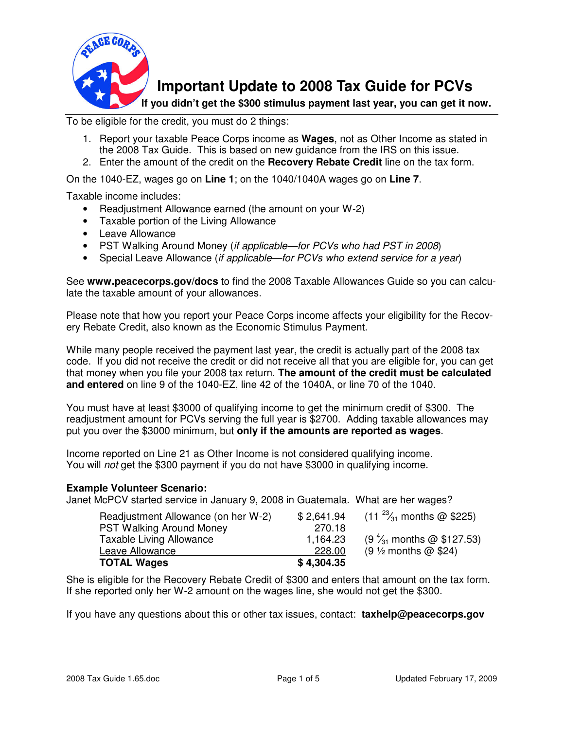# Important Update to 2008 Tax Guide for PCVs

**If you didn't get the $300 stimulus payment last year, you can get it now.**

To be eligible for the credit, you must do 2 things:

1. Report your taxable Peace Corps income as **Wages**, not as Other Income as stated in the 2008 Tax Guide. This is based on new guidance from the IRS on this issue.
2. Enter the amount of the credit on the **Recovery Rebate Credit** line on the tax form.

On the 1040-EZ, wages go on **Line 1**; on the 1040/1040A wages go on **Line 7**.

Taxable income includes:

- Readjustment Allowance earned (the amount on your W-2)
- Taxable portion of the Living Allowance
- Leave Allowance
- PST Walking Around Money (*if applicable—for PCVs who had PST in 2008*)
- Special Leave Allowance (*if applicable—for PCVs who extend service for a year*)

See **www.peacecorps.gov/docs** to find the 2008 Taxable Allowances Guide so you can calculate the taxable amount of your allowances.

Please note that how you report your Peace Corps income affects your eligibility for the Recovery Rebate Credit, also known as the Economic Stimulus Payment.

While many people received the payment last year, the credit is actually part of the 2008 tax code. If you did not receive the credit or did not receive all that you are eligible for, you can get that money when you file your 2008 tax return. **The amount of the credit must be calculated and entered** on line 9 of the 1040-EZ, line 42 of the 1040A, or line 70 of the 1040.

You must have at least $3000 of qualifying income to get the minimum credit of $300. The readjustment amount for PCVs serving the full year is $2700. Adding taxable allowances may put you over the $3000 minimum, but **only if the amounts are reported as wages**.

Income reported on Line 21 as Other Income is not considered qualifying income. You will *not* get the $300 payment if you do not have $3000 in qualifying income.

**Example Volunteer Scenario:**
Janet McPCV started service in January 9, 2008 in Guatemala. What are her wages?

| | | |
|---|---|---|
| Readjustment Allowance (on her W-2) | $ 2,641.94 | (11 $^{23}/_{31}$ months @ $225) |
| PST Walking Around Money | 270.18 | |
| Taxable Living Allowance | 1,164.23 | (9 $^{4}/_{31}$ months @ $127.53) |
| Leave Allowance | 228.00 | (9 ½ months @ $24) |
| **TOTAL Wages** | **$ 4,304.35** | |

She is eligible for the Recovery Rebate Credit of $300 and enters that amount on the tax form. If she reported only her W-2 amount on the wages line, she would not get the $300.

If you have any questions about this or other tax issues, contact: **taxhelp@peacecorps.gov**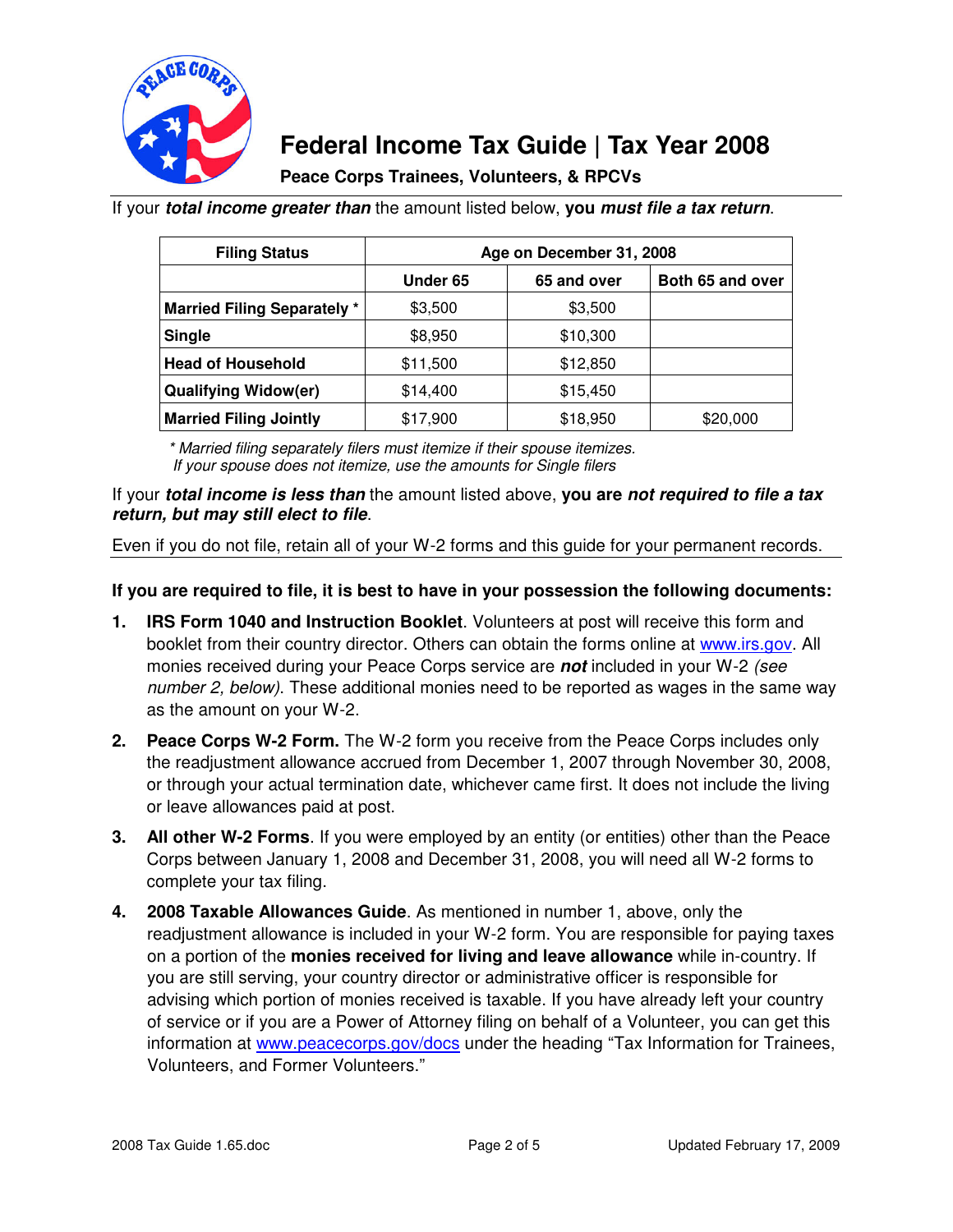# Federal Income Tax Guide | Tax Year 2008

**Peace Corps Trainees, Volunteers, & RPCVs**

If your ***total income greater than*** the amount listed below, **you *must file a tax return***.

| Filing Status | Age on December 31, 2008 | | |
|---|---|---|---|
| | Under 65 | 65 and over | Both 65 and over |
| **Married Filing Separately** * | $3,500 | $3,500 | |
| **Single** | $8,950 | $10,300 | |
| **Head of Household** | $11,500 | $12,850 | |
| **Qualifying Widow(er)** | $14,400 | $15,450 | |
| **Married Filing Jointly** | $17,900 | $18,950 | $20,000 |

*\* Married filing separately filers must itemize if their spouse itemizes. If your spouse does not itemize, use the amounts for Single filers*

If your ***total income is less than*** the amount listed above, **you are *not required to file a tax return, but may still elect to file***.

Even if you do not file, retain all of your W-2 forms and this guide for your permanent records.

**If you are required to file, it is best to have in your possession the following documents:**

1. **IRS Form 1040 and Instruction Booklet**. Volunteers at post will receive this form and booklet from their country director. Others can obtain the forms online at www.irs.gov. All monies received during your Peace Corps service are ***not*** included in your W-2 *(see number 2, below)*. These additional monies need to be reported as wages in the same way as the amount on your W-2.
2. **Peace Corps W-2 Form.** The W-2 form you receive from the Peace Corps includes only the readjustment allowance accrued from December 1, 2007 through November 30, 2008, or through your actual termination date, whichever came first. It does not include the living or leave allowances paid at post.
3. **All other W-2 Forms**. If you were employed by an entity (or entities) other than the Peace Corps between January 1, 2008 and December 31, 2008, you will need all W-2 forms to complete your tax filing.
4. **2008 Taxable Allowances Guide**. As mentioned in number 1, above, only the readjustment allowance is included in your W-2 form. You are responsible for paying taxes on a portion of the **monies received for living and leave allowance** while in-country. If you are still serving, your country director or administrative officer is responsible for advising which portion of monies received is taxable. If you have already left your country of service or if you are a Power of Attorney filing on behalf of a Volunteer, you can get this information at www.peacecorps.gov/docs under the heading "Tax Information for Trainees, Volunteers, and Former Volunteers."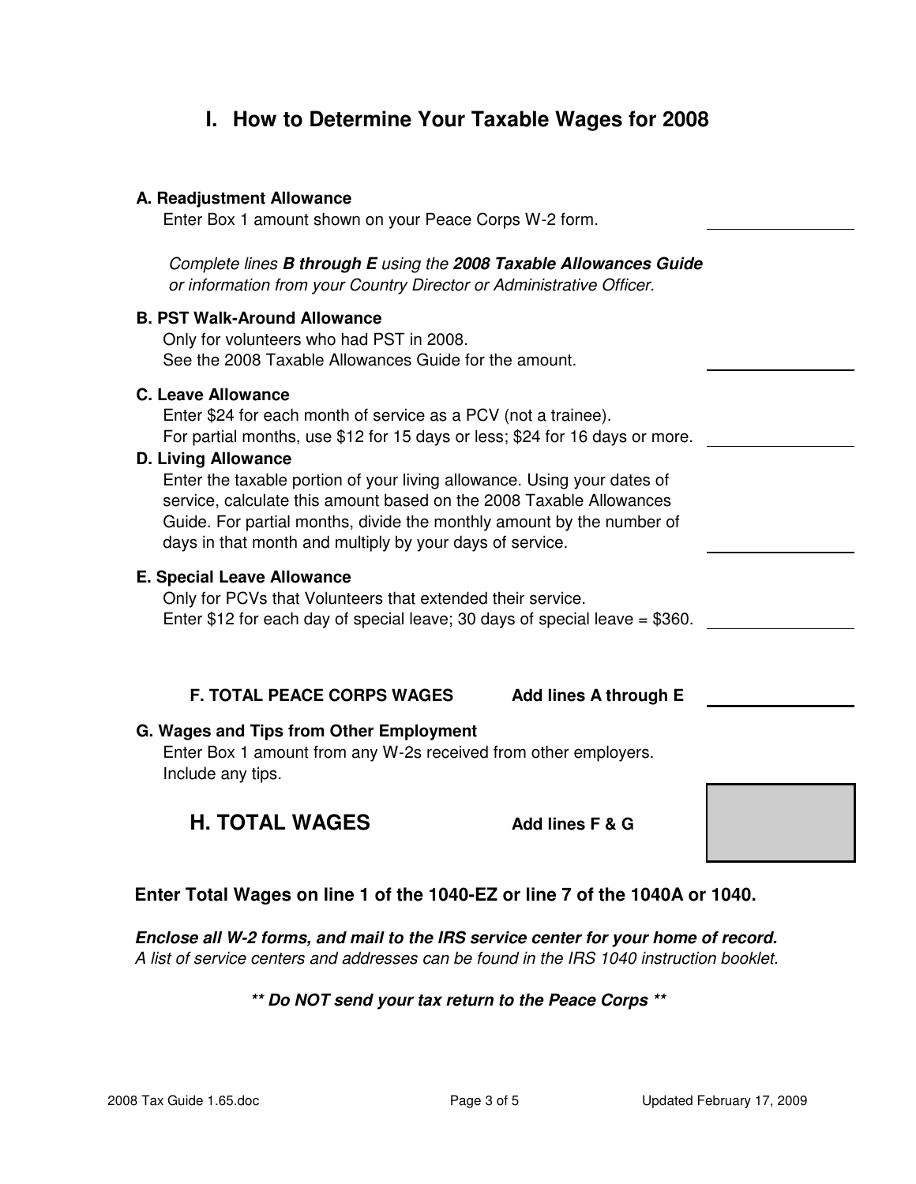## I. How to Determine Your Taxable Wages for 2008

**A. Readjustment Allowance**
Enter Box 1 amount shown on your Peace Corps W-2 form. ______________

*Complete lines **B through E** using the **2008 Taxable Allowances Guide** or information from your Country Director or Administrative Officer.*

**B. PST Walk-Around Allowance**
Only for volunteers who had PST in 2008.
See the 2008 Taxable Allowances Guide for the amount. ______________

**C. Leave Allowance**
Enter $24 for each month of service as a PCV (not a trainee).
For partial months, use $12 for 15 days or less; $24 for 16 days or more. ______________

**D. Living Allowance**
Enter the taxable portion of your living allowance. Using your dates of service, calculate this amount based on the 2008 Taxable Allowances Guide. For partial months, divide the monthly amount by the number of days in that month and multiply by your days of service. ______________

**E. Special Leave Allowance**
Only for PCVs that Volunteers that extended their service.
Enter $12 for each day of special leave; 30 days of special leave = $360. ______________

**F. TOTAL PEACE CORPS WAGES** **Add lines A through E** ______________

**G. Wages and Tips from Other Employment**
Enter Box 1 amount from any W-2s received from other employers.
Include any tips.

### H. TOTAL WAGES **Add lines F & G**

**Enter Total Wages on line 1 of the 1040-EZ or line 7 of the 1040A or 1040.**

***Enclose all W-2 forms, and mail to the IRS service center for your home of record.***
*A list of service centers and addresses can be found in the IRS 1040 instruction booklet.*

***** Do NOT send your tax return to the Peace Corps *****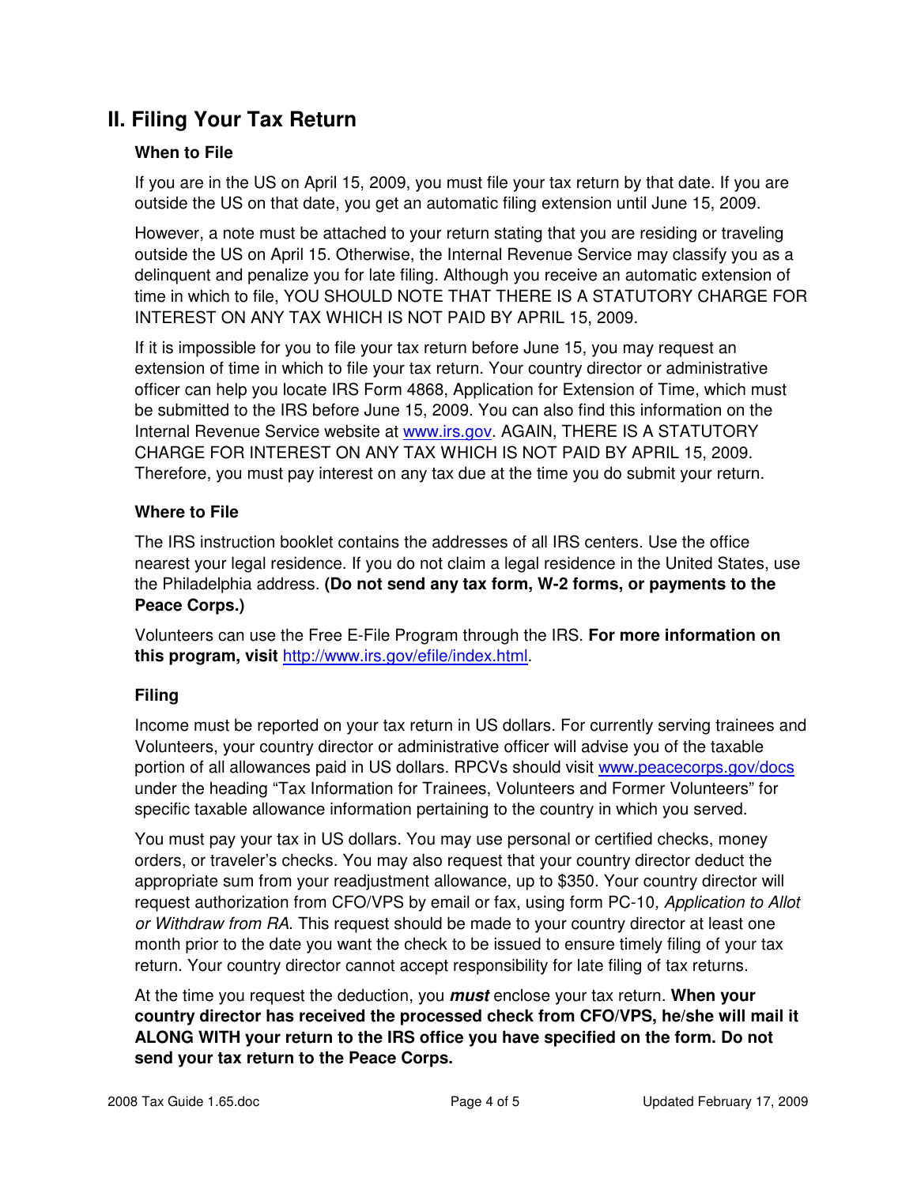## II. Filing Your Tax Return

### When to File

If you are in the US on April 15, 2009, you must file your tax return by that date. If you are outside the US on that date, you get an automatic filing extension until June 15, 2009.

However, a note must be attached to your return stating that you are residing or traveling outside the US on April 15. Otherwise, the Internal Revenue Service may classify you as a delinquent and penalize you for late filing. Although you receive an automatic extension of time in which to file, YOU SHOULD NOTE THAT THERE IS A STATUTORY CHARGE FOR INTEREST ON ANY TAX WHICH IS NOT PAID BY APRIL 15, 2009.

If it is impossible for you to file your tax return before June 15, you may request an extension of time in which to file your tax return. Your country director or administrative officer can help you locate IRS Form 4868, Application for Extension of Time, which must be submitted to the IRS before June 15, 2009. You can also find this information on the Internal Revenue Service website at www.irs.gov. AGAIN, THERE IS A STATUTORY CHARGE FOR INTEREST ON ANY TAX WHICH IS NOT PAID BY APRIL 15, 2009. Therefore, you must pay interest on any tax due at the time you do submit your return.

### Where to File

The IRS instruction booklet contains the addresses of all IRS centers. Use the office nearest your legal residence. If you do not claim a legal residence in the United States, use the Philadelphia address. **(Do not send any tax form, W-2 forms, or payments to the Peace Corps.)**

Volunteers can use the Free E-File Program through the IRS. **For more information on this program, visit** http://www.irs.gov/efile/index.html.

### Filing

Income must be reported on your tax return in US dollars. For currently serving trainees and Volunteers, your country director or administrative officer will advise you of the taxable portion of all allowances paid in US dollars. RPCVs should visit www.peacecorps.gov/docs under the heading “Tax Information for Trainees, Volunteers and Former Volunteers” for specific taxable allowance information pertaining to the country in which you served.

You must pay your tax in US dollars. You may use personal or certified checks, money orders, or traveler’s checks. You may also request that your country director deduct the appropriate sum from your readjustment allowance, up to $350. Your country director will request authorization from CFO/VPS by email or fax, using form PC-10*, Application to Allot or Withdraw from RA*. This request should be made to your country director at least one month prior to the date you want the check to be issued to ensure timely filing of your tax return. Your country director cannot accept responsibility for late filing of tax returns.

At the time you request the deduction, you ***must*** enclose your tax return. **When your country director has received the processed check from CFO/VPS, he/she will mail it ALONG WITH your return to the IRS office you have specified on the form. Do not send your tax return to the Peace Corps.**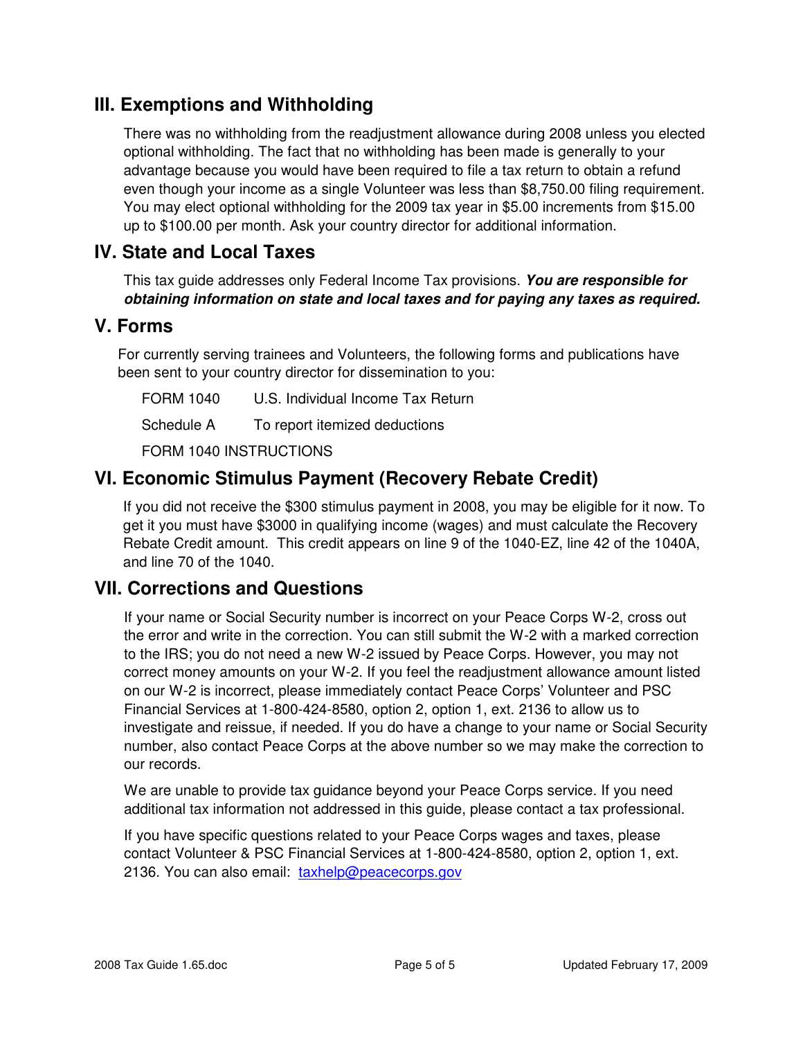## III. Exemptions and Withholding

There was no withholding from the readjustment allowance during 2008 unless you elected optional withholding. The fact that no withholding has been made is generally to your advantage because you would have been required to file a tax return to obtain a refund even though your income as a single Volunteer was less than $8,750.00 filing requirement. You may elect optional withholding for the 2009 tax year in $5.00 increments from $15.00 up to $100.00 per month. Ask your country director for additional information.

## IV. State and Local Taxes

This tax guide addresses only Federal Income Tax provisions. ***You are responsible for obtaining information on state and local taxes and for paying any taxes as required.***

## V. Forms

For currently serving trainees and Volunteers, the following forms and publications have been sent to your country director for dissemination to you:

| | |
|---|---|
| FORM 1040 | U.S. Individual Income Tax Return |
| Schedule A | To report itemized deductions |
| FORM 1040 INSTRUCTIONS | |

## VI. Economic Stimulus Payment (Recovery Rebate Credit)

If you did not receive the $300 stimulus payment in 2008, you may be eligible for it now. To get it you must have $3000 in qualifying income (wages) and must calculate the Recovery Rebate Credit amount. This credit appears on line 9 of the 1040-EZ, line 42 of the 1040A, and line 70 of the 1040.

## VII. Corrections and Questions

If your name or Social Security number is incorrect on your Peace Corps W-2, cross out the error and write in the correction. You can still submit the W-2 with a marked correction to the IRS; you do not need a new W-2 issued by Peace Corps. However, you may not correct money amounts on your W-2. If you feel the readjustment allowance amount listed on our W-2 is incorrect, please immediately contact Peace Corps' Volunteer and PSC Financial Services at 1-800-424-8580, option 2, option 1, ext. 2136 to allow us to investigate and reissue, if needed. If you do have a change to your name or Social Security number, also contact Peace Corps at the above number so we may make the correction to our records.

We are unable to provide tax guidance beyond your Peace Corps service. If you need additional tax information not addressed in this guide, please contact a tax professional.

If you have specific questions related to your Peace Corps wages and taxes, please contact Volunteer & PSC Financial Services at 1-800-424-8580, option 2, option 1, ext. 2136. You can also email: taxhelp@peacecorps.gov